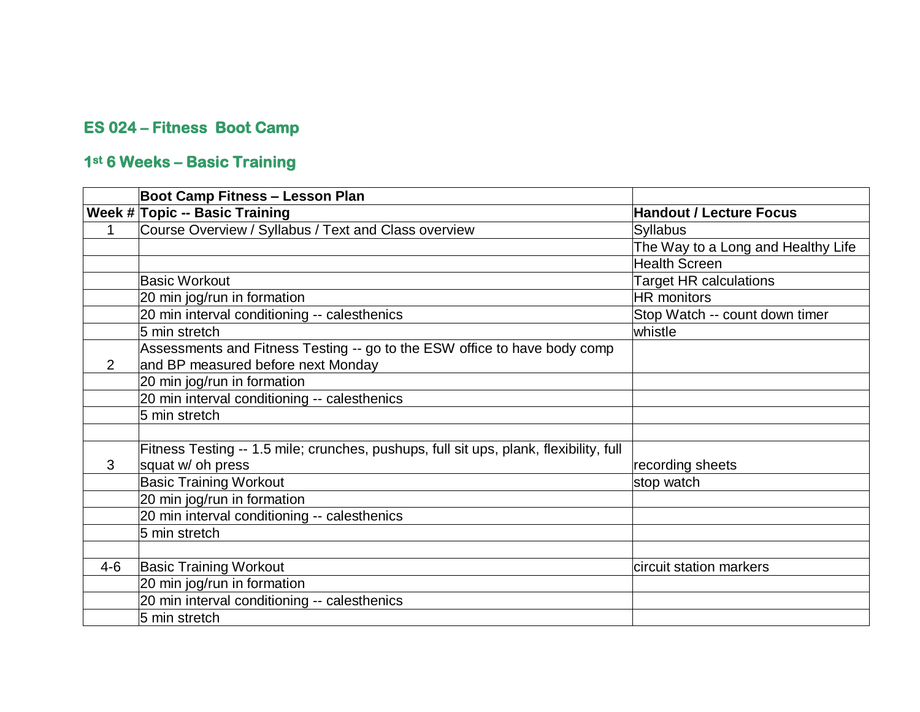## ES 024 – Fitness Boot Camp

## 1st 6 Weeks – Basic Training

| | Boot Camp Fitness – Lesson Plan | |
|---|---|---|
| **Week #** | **Topic -- Basic Training** | **Handout / Lecture Focus** |
| 1 | Course Overview / Syllabus / Text and Class overview | Syllabus |
| | | The Way to a Long and Healthy Life |
| | | Health Screen |
| | Basic Workout | Target HR calculations |
| | 20 min jog/run in formation | HR monitors |
| | 20 min interval conditioning -- calesthenics | Stop Watch -- count down timer |
| | 5 min stretch | whistle |
| 2 | Assessments and Fitness Testing -- go to the ESW office to have body comp and BP measured before next Monday | |
| | 20 min jog/run in formation | |
| | 20 min interval conditioning -- calesthenics | |
| | 5 min stretch | |
| | | |
| 3 | Fitness Testing -- 1.5 mile; crunches, pushups, full sit ups, plank, flexibility, full squat w/ oh press | recording sheets |
| | Basic Training Workout | stop watch |
| | 20 min jog/run in formation | |
| | 20 min interval conditioning -- calesthenics | |
| | 5 min stretch | |
| | | |
| 4-6 | Basic Training Workout | circuit station markers |
| | 20 min jog/run in formation | |
| | 20 min interval conditioning -- calesthenics | |
| | 5 min stretch | |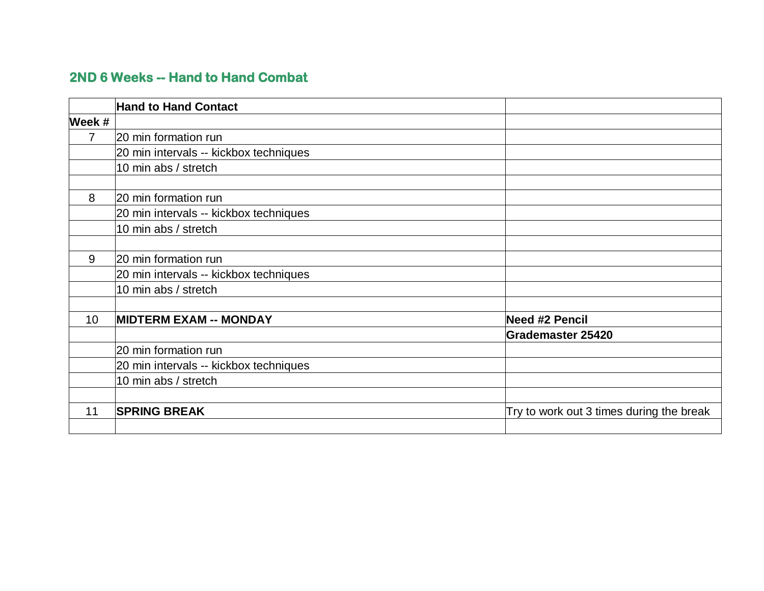## 2ND 6 Weeks -- Hand to Hand Combat

| | **Hand to Hand Contact** | |
|---|---|---|
| **Week #** | | |
| 7 | 20 min formation run | |
| | 20 min intervals -- kickbox techniques | |
| | 10 min abs / stretch | |
| | | |
| 8 | 20 min formation run | |
| | 20 min intervals -- kickbox techniques | |
| | 10 min abs / stretch | |
| | | |
| 9 | 20 min formation run | |
| | 20 min intervals -- kickbox techniques | |
| | 10 min abs / stretch | |
| | | |
| 10 | **MIDTERM EXAM -- MONDAY** | **Need #2 Pencil** |
| | | **Grademaster 25420** |
| | 20 min formation run | |
| | 20 min intervals -- kickbox techniques | |
| | 10 min abs / stretch | |
| | | |
| 11 | **SPRING BREAK** | Try to work out 3 times during the break |
| | | |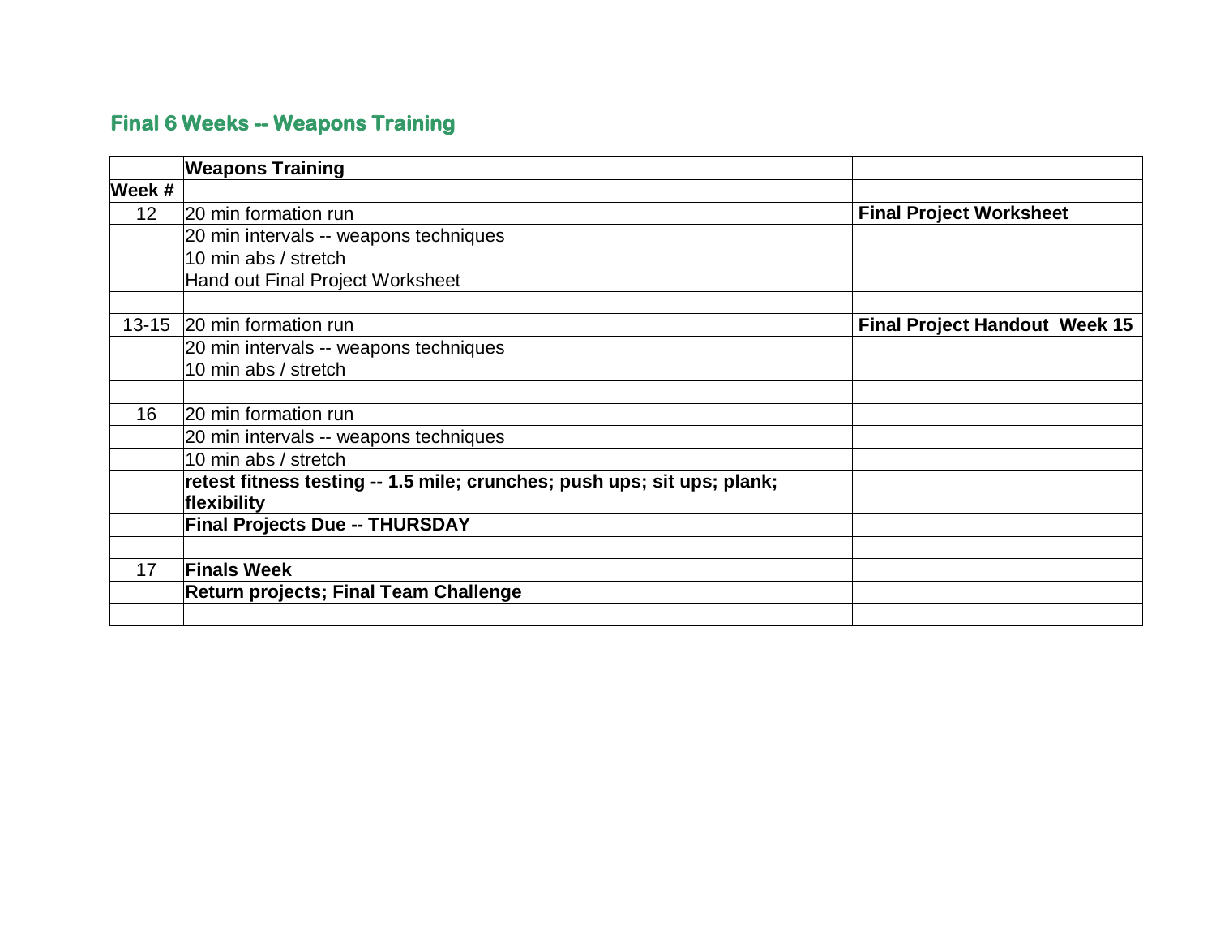## Final 6 Weeks -- Weapons Training

| | | |
|---|---|---|
| | **Weapons Training** | |
| **Week #** | | |
| 12 | 20 min formation run | **Final Project Worksheet** |
| | 20 min intervals -- weapons techniques | |
| | 10 min abs / stretch | |
| | Hand out Final Project Worksheet | |
| | | |
| 13-15 | 20 min formation run | **Final Project Handout Week 15** |
| | 20 min intervals -- weapons techniques | |
| | 10 min abs / stretch | |
| | | |
| 16 | 20 min formation run | |
| | 20 min intervals -- weapons techniques | |
| | 10 min abs / stretch | |
| | **retest fitness testing -- 1.5 mile; crunches; push ups; sit ups; plank; flexibility** | |
| | **Final Projects Due -- THURSDAY** | |
| | | |
| 17 | **Finals Week** | |
| | **Return projects; Final Team Challenge** | |
| | | |